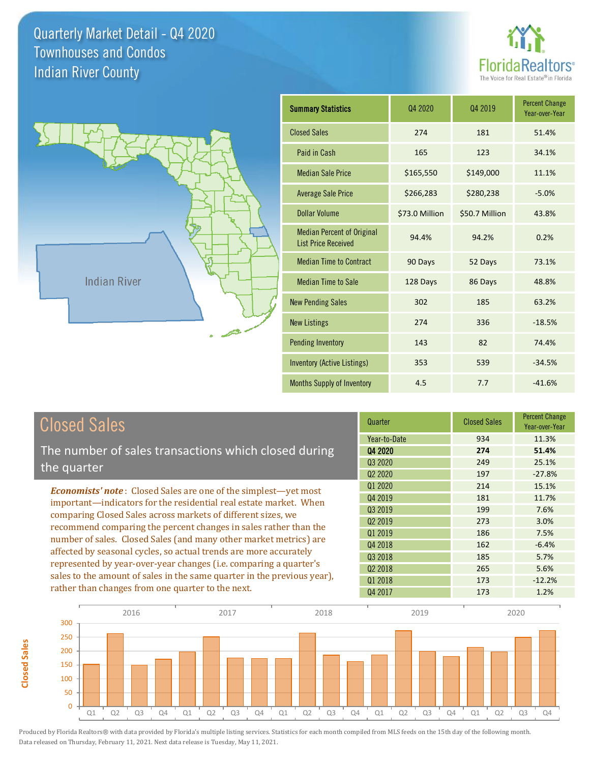# Quarterly Market Detail - Q4 2020
## Townhouses and Condos
## Indian River County

FloridaRealtors®
The Voice for Real Estate® in Florida

Indian River

| Summary Statistics | Q4 2020 | Q4 2019 | Percent Change Year-over-Year |
|---|---|---|---|
| Closed Sales | 274 | 181 | 51.4% |
| Paid in Cash | 165 | 123 | 34.1% |
| Median Sale Price | $165,550 | $149,000 | 11.1% |
| Average Sale Price | $266,283 | $280,238 | -5.0% |
| Dollar Volume | $73.0 Million | $50.7 Million | 43.8% |
| Median Percent of Original List Price Received | 94.4% | 94.2% | 0.2% |
| Median Time to Contract | 90 Days | 52 Days | 73.1% |
| Median Time to Sale | 128 Days | 86 Days | 48.8% |
| New Pending Sales | 302 | 185 | 63.2% |
| New Listings | 274 | 336 | -18.5% |
| Pending Inventory | 143 | 82 | 74.4% |
| Inventory (Active Listings) | 353 | 539 | -34.5% |
| Months Supply of Inventory | 4.5 | 7.7 | -41.6% |

## Closed Sales

The number of sales transactions which closed during the quarter

***Economists' note***: Closed Sales are one of the simplest—yet most important—indicators for the residential real estate market. When comparing Closed Sales across markets of different sizes, we recommend comparing the percent changes in sales rather than the number of sales. Closed Sales (and many other market metrics) are affected by seasonal cycles, so actual trends are more accurately represented by year-over-year changes (i.e. comparing a quarter's sales to the amount of sales in the same quarter in the previous year), rather than changes from one quarter to the next.

| Quarter | Closed Sales | Percent Change Year-over-Year |
|---|---|---|
| Year-to-Date | 934 | 11.3% |
| **Q4 2020** | **274** | **51.4%** |
| Q3 2020 | 249 | 25.1% |
| Q2 2020 | 197 | -27.8% |
| Q1 2020 | 214 | 15.1% |
| Q4 2019 | 181 | 11.7% |
| Q3 2019 | 199 | 7.6% |
| Q2 2019 | 273 | 3.0% |
| Q1 2019 | 186 | 7.5% |
| Q4 2018 | 162 | -6.4% |
| Q3 2018 | 185 | 5.7% |
| Q2 2018 | 265 | 5.6% |
| Q1 2018 | 173 | -12.2% |
| Q4 2017 | 173 | 1.2% |

Produced by Florida Realtors® with data provided by Florida's multiple listing services. Statistics for each month compiled from MLS feeds on the 15th day of the following month. Data released on Thursday, February 11, 2021. Next data release is Tuesday, May 11, 2021.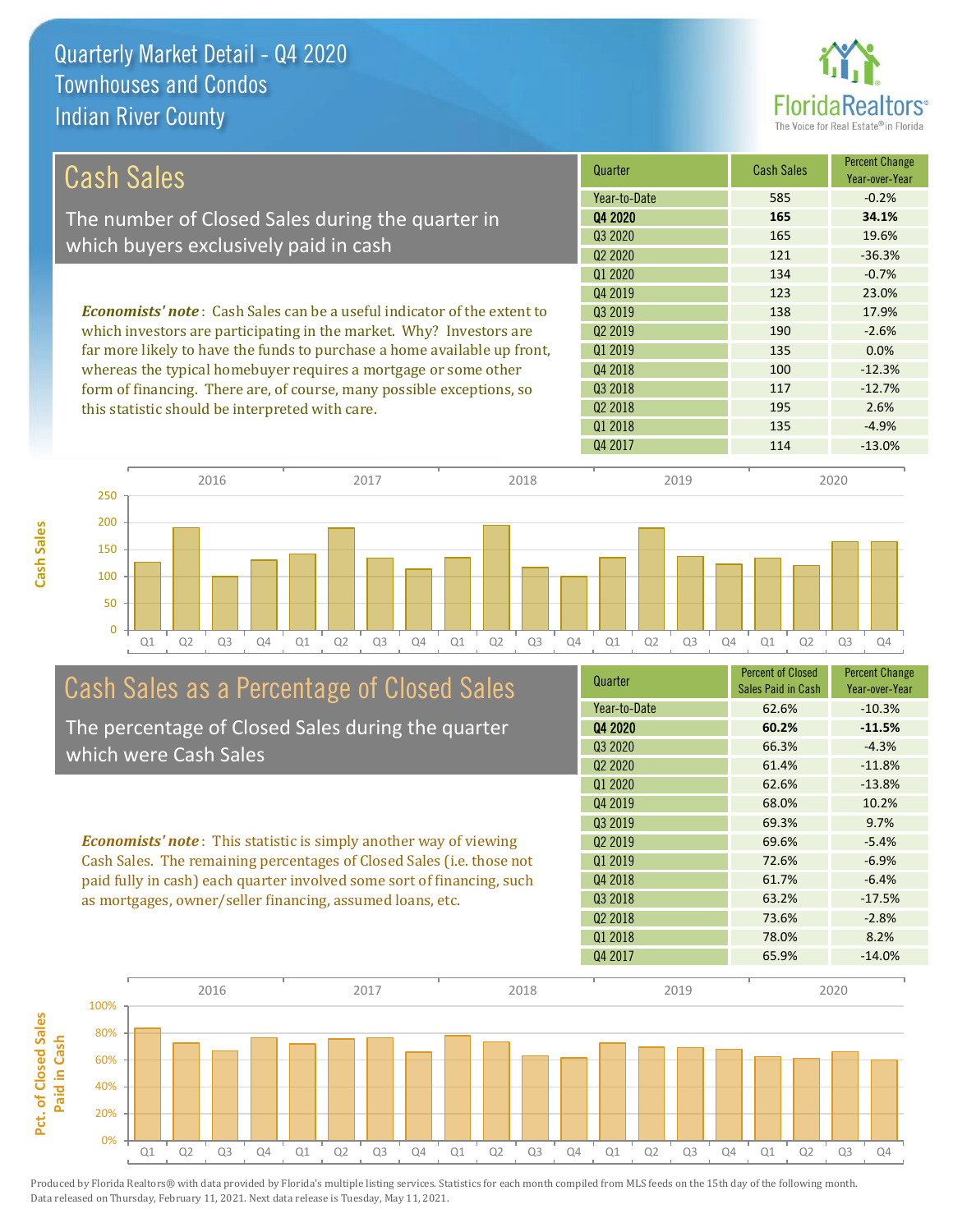# Quarterly Market Detail - Q4 2020
## Townhouses and Condos
## Indian River County

## Cash Sales

The number of Closed Sales during the quarter in which buyers exclusively paid in cash

*Economists' note*: Cash Sales can be a useful indicator of the extent to which investors are participating in the market. Why? Investors are far more likely to have the funds to purchase a home available up front, whereas the typical homebuyer requires a mortgage or some other form of financing. There are, of course, many possible exceptions, so this statistic should be interpreted with care.

| Quarter | Cash Sales | Percent Change Year-over-Year |
|---|---|---|
| Year-to-Date | 585 | -0.2% |
| **Q4 2020** | **165** | **34.1%** |
| Q3 2020 | 165 | 19.6% |
| Q2 2020 | 121 | -36.3% |
| Q1 2020 | 134 | -0.7% |
| Q4 2019 | 123 | 23.0% |
| Q3 2019 | 138 | 17.9% |
| Q2 2019 | 190 | -2.6% |
| Q1 2019 | 135 | 0.0% |
| Q4 2018 | 100 | -12.3% |
| Q3 2018 | 117 | -12.7% |
| Q2 2018 | 195 | 2.6% |
| Q1 2018 | 135 | -4.9% |
| Q4 2017 | 114 | -13.0% |

## Cash Sales as a Percentage of Closed Sales

The percentage of Closed Sales during the quarter which were Cash Sales

*Economists' note*: This statistic is simply another way of viewing Cash Sales. The remaining percentages of Closed Sales (i.e. those not paid fully in cash) each quarter involved some sort of financing, such as mortgages, owner/seller financing, assumed loans, etc.

| Quarter | Percent of Closed Sales Paid in Cash | Percent Change Year-over-Year |
|---|---|---|
| Year-to-Date | 62.6% | -10.3% |
| **Q4 2020** | **60.2%** | **-11.5%** |
| Q3 2020 | 66.3% | -4.3% |
| Q2 2020 | 61.4% | -11.8% |
| Q1 2020 | 62.6% | -13.8% |
| Q4 2019 | 68.0% | 10.2% |
| Q3 2019 | 69.3% | 9.7% |
| Q2 2019 | 69.6% | -5.4% |
| Q1 2019 | 72.6% | -6.9% |
| Q4 2018 | 61.7% | -6.4% |
| Q3 2018 | 63.2% | -17.5% |
| Q2 2018 | 73.6% | -2.8% |
| Q1 2018 | 78.0% | 8.2% |
| Q4 2017 | 65.9% | -14.0% |

Produced by Florida Realtors® with data provided by Florida's multiple listing services. Statistics for each month compiled from MLS feeds on the 15th day of the following month. Data released on Thursday, February 11, 2021. Next data release is Tuesday, May 11, 2021.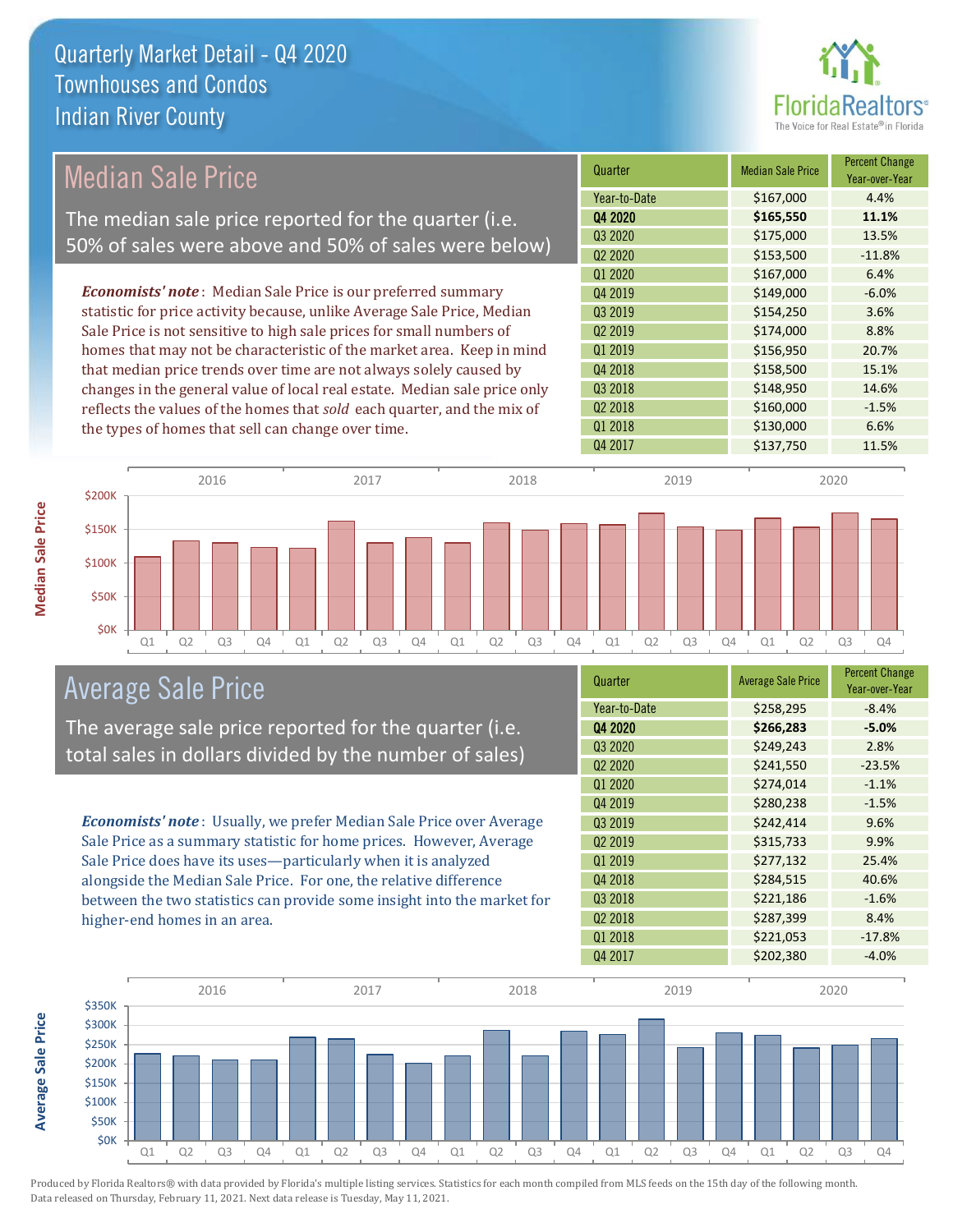# Quarterly Market Detail - Q4 2020
## Townhouses and Condos
## Indian River County

## Median Sale Price

The median sale price reported for the quarter (i.e. 50% of sales were above and 50% of sales were below)

*Economists' note*: Median Sale Price is our preferred summary statistic for price activity because, unlike Average Sale Price, Median Sale Price is not sensitive to high sale prices for small numbers of homes that may not be characteristic of the market area. Keep in mind that median price trends over time are not always solely caused by changes in the general value of local real estate. Median sale price only reflects the values of the homes that *sold* each quarter, and the mix of the types of homes that sell can change over time.

| Quarter | Median Sale Price | Percent Change Year-over-Year |
|---|---|---|
| Year-to-Date | $167,000 | 4.4% |
| **Q4 2020** | **$165,550** | **11.1%** |
| Q3 2020 | $175,000 | 13.5% |
| Q2 2020 | $153,500 | -11.8% |
| Q1 2020 | $167,000 | 6.4% |
| Q4 2019 | $149,000 | -6.0% |
| Q3 2019 | $154,250 | 3.6% |
| Q2 2019 | $174,000 | 8.8% |
| Q1 2019 | $156,950 | 20.7% |
| Q4 2018 | $158,500 | 15.1% |
| Q3 2018 | $148,950 | 14.6% |
| Q2 2018 | $160,000 | -1.5% |
| Q1 2018 | $130,000 | 6.6% |
| Q4 2017 | $137,750 | 11.5% |

## Average Sale Price

The average sale price reported for the quarter (i.e. total sales in dollars divided by the number of sales)

*Economists' note*: Usually, we prefer Median Sale Price over Average Sale Price as a summary statistic for home prices. However, Average Sale Price does have its uses—particularly when it is analyzed alongside the Median Sale Price. For one, the relative difference between the two statistics can provide some insight into the market for higher-end homes in an area.

| Quarter | Average Sale Price | Percent Change Year-over-Year |
|---|---|---|
| Year-to-Date | $258,295 | -8.4% |
| **Q4 2020** | **$266,283** | **-5.0%** |
| Q3 2020 | $249,243 | 2.8% |
| Q2 2020 | $241,550 | -23.5% |
| Q1 2020 | $274,014 | -1.1% |
| Q4 2019 | $280,238 | -1.5% |
| Q3 2019 | $242,414 | 9.6% |
| Q2 2019 | $315,733 | 9.9% |
| Q1 2019 | $277,132 | 25.4% |
| Q4 2018 | $284,515 | 40.6% |
| Q3 2018 | $221,186 | -1.6% |
| Q2 2018 | $287,399 | 8.4% |
| Q1 2018 | $221,053 | -17.8% |
| Q4 2017 | $202,380 | -4.0% |

Produced by Florida Realtors® with data provided by Florida's multiple listing services. Statistics for each month compiled from MLS feeds on the 15th day of the following month. Data released on Thursday, February 11, 2021. Next data release is Tuesday, May 11, 2021.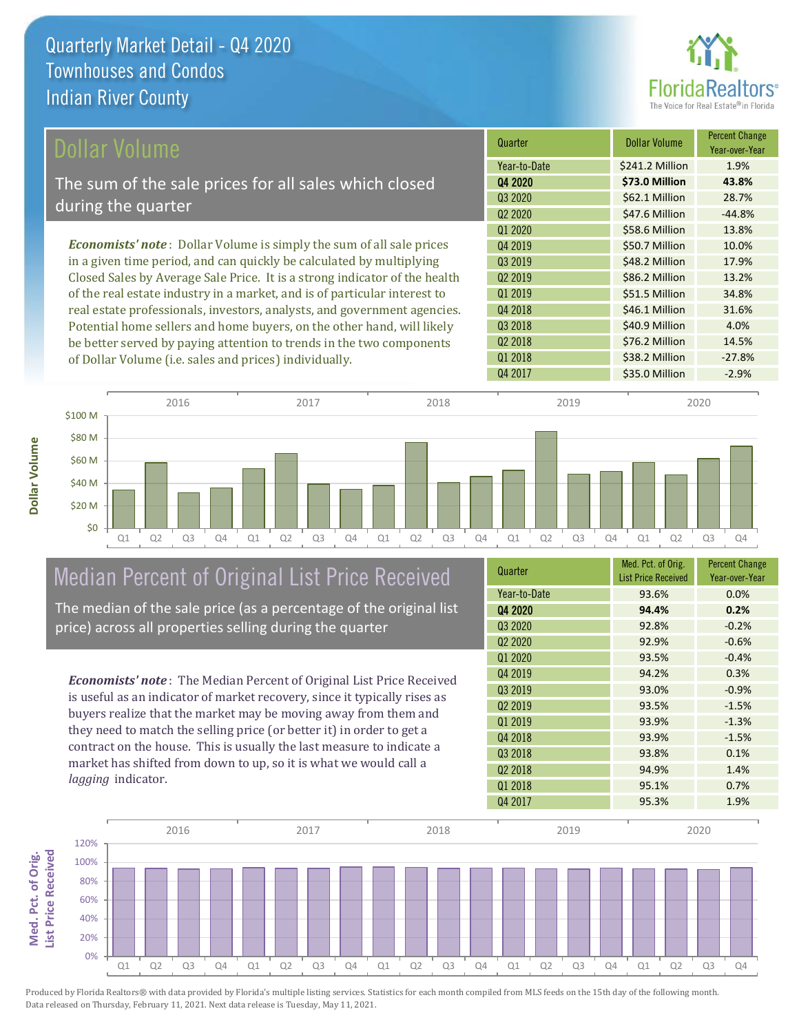# Quarterly Market Detail - Q4 2020
## Townhouses and Condos
## Indian River County

## Dollar Volume

The sum of the sale prices for all sales which closed during the quarter

*Economists' note*: Dollar Volume is simply the sum of all sale prices in a given time period, and can quickly be calculated by multiplying Closed Sales by Average Sale Price. It is a strong indicator of the health of the real estate industry in a market, and is of particular interest to real estate professionals, investors, analysts, and government agencies. Potential home sellers and home buyers, on the other hand, will likely be better served by paying attention to trends in the two components of Dollar Volume (i.e. sales and prices) individually.

| Quarter | Dollar Volume | Percent Change Year-over-Year |
|---|---|---|
| Year-to-Date | $241.2 Million | 1.9% |
| **Q4 2020** | **$73.0 Million** | **43.8%** |
| Q3 2020 | $62.1 Million | 28.7% |
| Q2 2020 | $47.6 Million | -44.8% |
| Q1 2020 | $58.6 Million | 13.8% |
| Q4 2019 | $50.7 Million | 10.0% |
| Q3 2019 | $48.2 Million | 17.9% |
| Q2 2019 | $86.2 Million | 13.2% |
| Q1 2019 | $51.5 Million | 34.8% |
| Q4 2018 | $46.1 Million | 31.6% |
| Q3 2018 | $40.9 Million | 4.0% |
| Q2 2018 | $76.2 Million | 14.5% |
| Q1 2018 | $38.2 Million | -27.8% |
| Q4 2017 | $35.0 Million | -2.9% |

## Median Percent of Original List Price Received

The median of the sale price (as a percentage of the original list price) across all properties selling during the quarter

*Economists' note*: The Median Percent of Original List Price Received is useful as an indicator of market recovery, since it typically rises as buyers realize that the market may be moving away from them and they need to match the selling price (or better it) in order to get a contract on the house. This is usually the last measure to indicate a market has shifted from down to up, so it is what we would call a *lagging* indicator.

| Quarter | Med. Pct. of Orig. List Price Received | Percent Change Year-over-Year |
|---|---|---|
| Year-to-Date | 93.6% | 0.0% |
| **Q4 2020** | **94.4%** | **0.2%** |
| Q3 2020 | 92.8% | -0.2% |
| Q2 2020 | 92.9% | -0.6% |
| Q1 2020 | 93.5% | -0.4% |
| Q4 2019 | 94.2% | 0.3% |
| Q3 2019 | 93.0% | -0.9% |
| Q2 2019 | 93.5% | -1.5% |
| Q1 2019 | 93.9% | -1.3% |
| Q4 2018 | 93.9% | -1.5% |
| Q3 2018 | 93.8% | 0.1% |
| Q2 2018 | 94.9% | 1.4% |
| Q1 2018 | 95.1% | 0.7% |
| Q4 2017 | 95.3% | 1.9% |

Produced by Florida Realtors® with data provided by Florida's multiple listing services. Statistics for each month compiled from MLS feeds on the 15th day of the following month. Data released on Thursday, February 11, 2021. Next data release is Tuesday, May 11, 2021.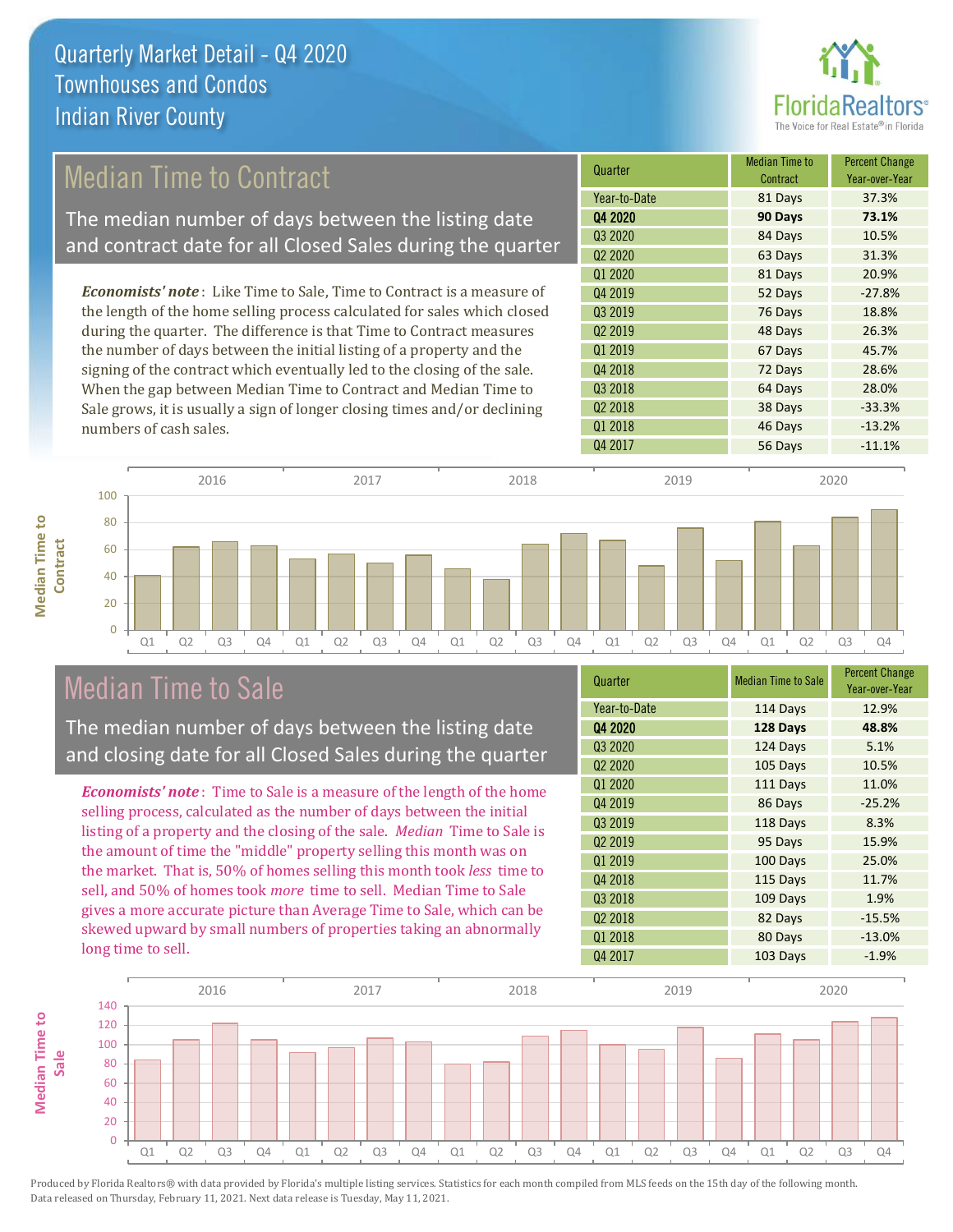# Quarterly Market Detail - Q4 2020
## Townhouses and Condos
## Indian River County

## Median Time to Contract

The median number of days between the listing date and contract date for all Closed Sales during the quarter

*Economists' note*: Like Time to Sale, Time to Contract is a measure of the length of the home selling process calculated for sales which closed during the quarter. The difference is that Time to Contract measures the number of days between the initial listing of a property and the signing of the contract which eventually led to the closing of the sale. When the gap between Median Time to Contract and Median Time to Sale grows, it is usually a sign of longer closing times and/or declining numbers of cash sales.

| Quarter | Median Time to Contract | Percent Change Year-over-Year |
|---|---|---|
| Year-to-Date | 81 Days | 37.3% |
| **Q4 2020** | **90 Days** | **73.1%** |
| Q3 2020 | 84 Days | 10.5% |
| Q2 2020 | 63 Days | 31.3% |
| Q1 2020 | 81 Days | 20.9% |
| Q4 2019 | 52 Days | -27.8% |
| Q3 2019 | 76 Days | 18.8% |
| Q2 2019 | 48 Days | 26.3% |
| Q1 2019 | 67 Days | 45.7% |
| Q4 2018 | 72 Days | 28.6% |
| Q3 2018 | 64 Days | 28.0% |
| Q2 2018 | 38 Days | -33.3% |
| Q1 2018 | 46 Days | -13.2% |
| Q4 2017 | 56 Days | -11.1% |

## Median Time to Sale

The median number of days between the listing date and closing date for all Closed Sales during the quarter

*Economists' note*: Time to Sale is a measure of the length of the home selling process, calculated as the number of days between the initial listing of a property and the closing of the sale. *Median* Time to Sale is the amount of time the "middle" property selling this month was on the market. That is, 50% of homes selling this month took *less* time to sell, and 50% of homes took *more* time to sell. Median Time to Sale gives a more accurate picture than Average Time to Sale, which can be skewed upward by small numbers of properties taking an abnormally long time to sell.

| Quarter | Median Time to Sale | Percent Change Year-over-Year |
|---|---|---|
| Year-to-Date | 114 Days | 12.9% |
| **Q4 2020** | **128 Days** | **48.8%** |
| Q3 2020 | 124 Days | 5.1% |
| Q2 2020 | 105 Days | 10.5% |
| Q1 2020 | 111 Days | 11.0% |
| Q4 2019 | 86 Days | -25.2% |
| Q3 2019 | 118 Days | 8.3% |
| Q2 2019 | 95 Days | 15.9% |
| Q1 2019 | 100 Days | 25.0% |
| Q4 2018 | 115 Days | 11.7% |
| Q3 2018 | 109 Days | 1.9% |
| Q2 2018 | 82 Days | -15.5% |
| Q1 2018 | 80 Days | -13.0% |
| Q4 2017 | 103 Days | -1.9% |

Produced by Florida Realtors® with data provided by Florida's multiple listing services. Statistics for each month compiled from MLS feeds on the 15th day of the following month. Data released on Thursday, February 11, 2021. Next data release is Tuesday, May 11, 2021.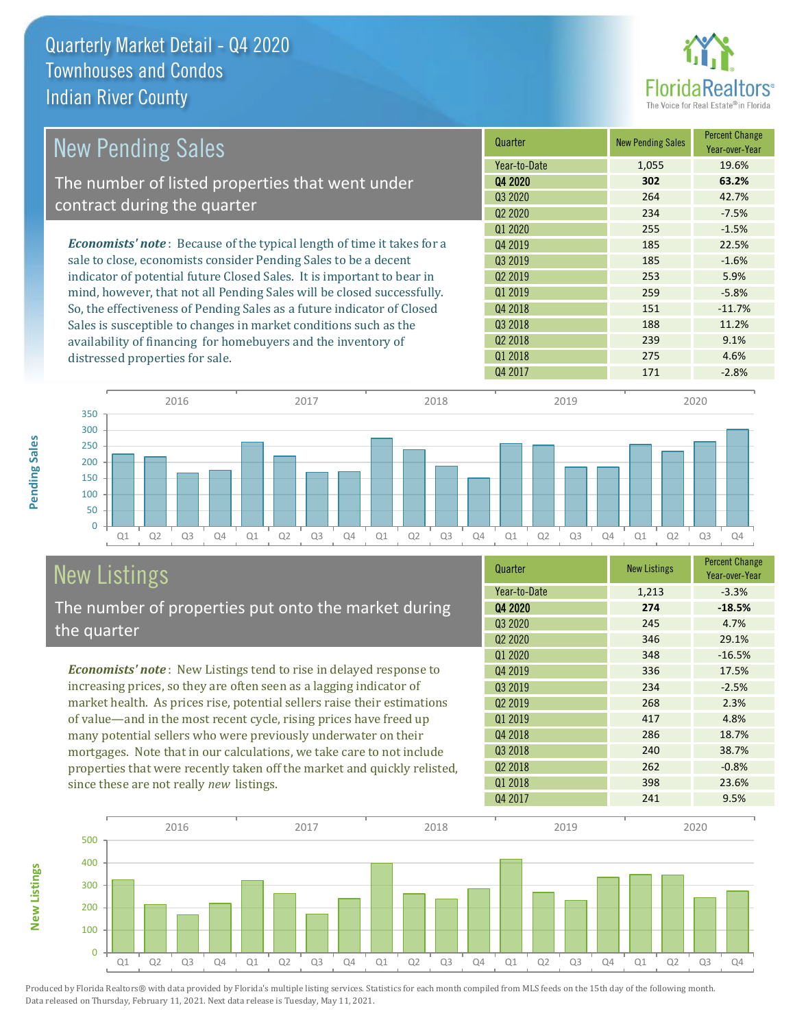# Quarterly Market Detail - Q4 2020
## Townhouses and Condos
## Indian River County

## New Pending Sales

The number of listed properties that went under contract during the quarter

*Economists' note*: Because of the typical length of time it takes for a sale to close, economists consider Pending Sales to be a decent indicator of potential future Closed Sales. It is important to bear in mind, however, that not all Pending Sales will be closed successfully. So, the effectiveness of Pending Sales as a future indicator of Closed Sales is susceptible to changes in market conditions such as the availability of financing for homebuyers and the inventory of distressed properties for sale.

| Quarter | New Pending Sales | Percent Change Year-over-Year |
|---|---|---|
| Year-to-Date | 1,055 | 19.6% |
| **Q4 2020** | **302** | **63.2%** |
| Q3 2020 | 264 | 42.7% |
| Q2 2020 | 234 | -7.5% |
| Q1 2020 | 255 | -1.5% |
| Q4 2019 | 185 | 22.5% |
| Q3 2019 | 185 | -1.6% |
| Q2 2019 | 253 | 5.9% |
| Q1 2019 | 259 | -5.8% |
| Q4 2018 | 151 | -11.7% |
| Q3 2018 | 188 | 11.2% |
| Q2 2018 | 239 | 9.1% |
| Q1 2018 | 275 | 4.6% |
| Q4 2017 | 171 | -2.8% |

## New Listings

The number of properties put onto the market during the quarter

*Economists' note*: New Listings tend to rise in delayed response to increasing prices, so they are often seen as a lagging indicator of market health. As prices rise, potential sellers raise their estimations of value—and in the most recent cycle, rising prices have freed up many potential sellers who were previously underwater on their mortgages. Note that in our calculations, we take care to not include properties that were recently taken off the market and quickly relisted, since these are not really *new* listings.

| Quarter | New Listings | Percent Change Year-over-Year |
|---|---|---|
| Year-to-Date | 1,213 | -3.3% |
| **Q4 2020** | **274** | **-18.5%** |
| Q3 2020 | 245 | 4.7% |
| Q2 2020 | 346 | 29.1% |
| Q1 2020 | 348 | -16.5% |
| Q4 2019 | 336 | 17.5% |
| Q3 2019 | 234 | -2.5% |
| Q2 2019 | 268 | 2.3% |
| Q1 2019 | 417 | 4.8% |
| Q4 2018 | 286 | 18.7% |
| Q3 2018 | 240 | 38.7% |
| Q2 2018 | 262 | -0.8% |
| Q1 2018 | 398 | 23.6% |
| Q4 2017 | 241 | 9.5% |

Produced by Florida Realtors® with data provided by Florida's multiple listing services. Statistics for each month compiled from MLS feeds on the 15th day of the following month. Data released on Thursday, February 11, 2021. Next data release is Tuesday, May 11, 2021.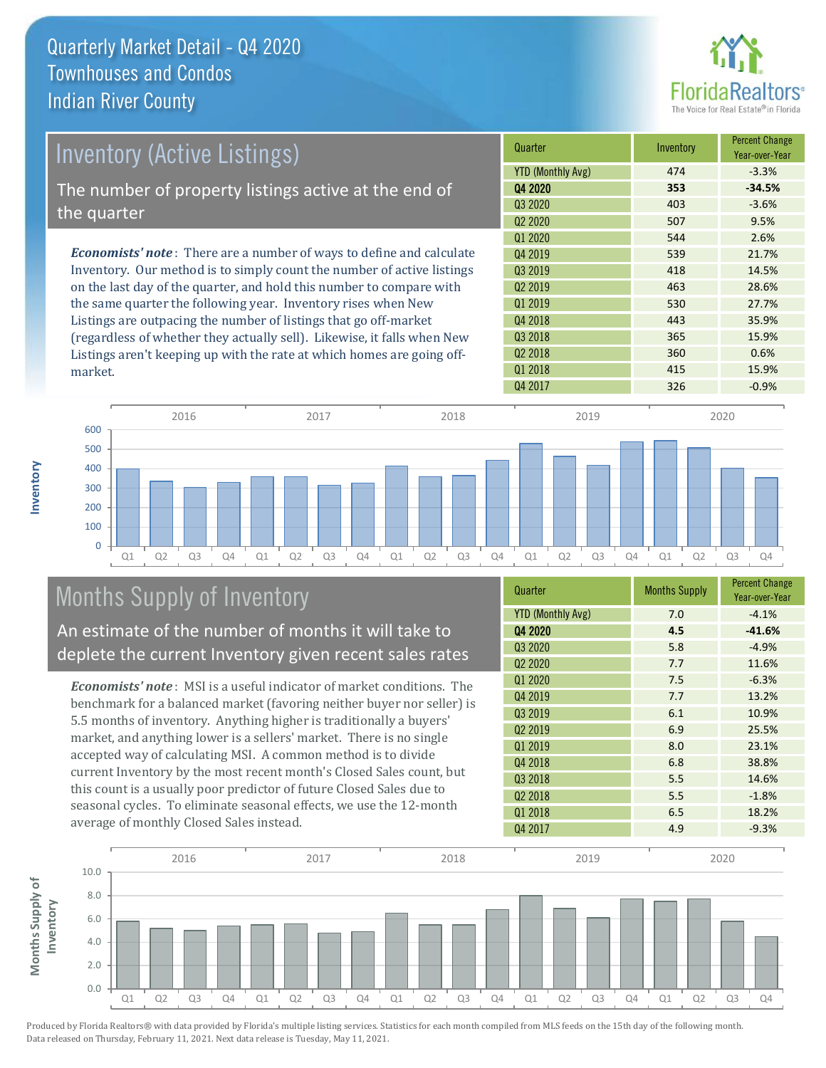# Quarterly Market Detail - Q4 2020
## Townhouses and Condos
## Indian River County

## Inventory (Active Listings)

The number of property listings active at the end of the quarter

*Economists' note*: There are a number of ways to define and calculate Inventory. Our method is to simply count the number of active listings on the last day of the quarter, and hold this number to compare with the same quarter the following year. Inventory rises when New Listings are outpacing the number of listings that go off-market (regardless of whether they actually sell). Likewise, it falls when New Listings aren't keeping up with the rate at which homes are going off-market.

| Quarter | Inventory | Percent Change Year-over-Year |
|---|---|---|
| YTD (Monthly Avg) | 474 | -3.3% |
| **Q4 2020** | **353** | **-34.5%** |
| Q3 2020 | 403 | -3.6% |
| Q2 2020 | 507 | 9.5% |
| Q1 2020 | 544 | 2.6% |
| Q4 2019 | 539 | 21.7% |
| Q3 2019 | 418 | 14.5% |
| Q2 2019 | 463 | 28.6% |
| Q1 2019 | 530 | 27.7% |
| Q4 2018 | 443 | 35.9% |
| Q3 2018 | 365 | 15.9% |
| Q2 2018 | 360 | 0.6% |
| Q1 2018 | 415 | 15.9% |
| Q4 2017 | 326 | -0.9% |

## Months Supply of Inventory

An estimate of the number of months it will take to deplete the current Inventory given recent sales rates

*Economists' note*: MSI is a useful indicator of market conditions. The benchmark for a balanced market (favoring neither buyer nor seller) is 5.5 months of inventory. Anything higher is traditionally a buyers' market, and anything lower is a sellers' market. There is no single accepted way of calculating MSI. A common method is to divide current Inventory by the most recent month's Closed Sales count, but this count is a usually poor predictor of future Closed Sales due to seasonal cycles. To eliminate seasonal effects, we use the 12-month average of monthly Closed Sales instead.

| Quarter | Months Supply | Percent Change Year-over-Year |
|---|---|---|
| YTD (Monthly Avg) | 7.0 | -4.1% |
| **Q4 2020** | **4.5** | **-41.6%** |
| Q3 2020 | 5.8 | -4.9% |
| Q2 2020 | 7.7 | 11.6% |
| Q1 2020 | 7.5 | -6.3% |
| Q4 2019 | 7.7 | 13.2% |
| Q3 2019 | 6.1 | 10.9% |
| Q2 2019 | 6.9 | 25.5% |
| Q1 2019 | 8.0 | 23.1% |
| Q4 2018 | 6.8 | 38.8% |
| Q3 2018 | 5.5 | 14.6% |
| Q2 2018 | 5.5 | -1.8% |
| Q1 2018 | 6.5 | 18.2% |
| Q4 2017 | 4.9 | -9.3% |

Produced by Florida Realtors® with data provided by Florida's multiple listing services. Statistics for each month compiled from MLS feeds on the 15th day of the following month. Data released on Thursday, February 11, 2021. Next data release is Tuesday, May 11, 2021.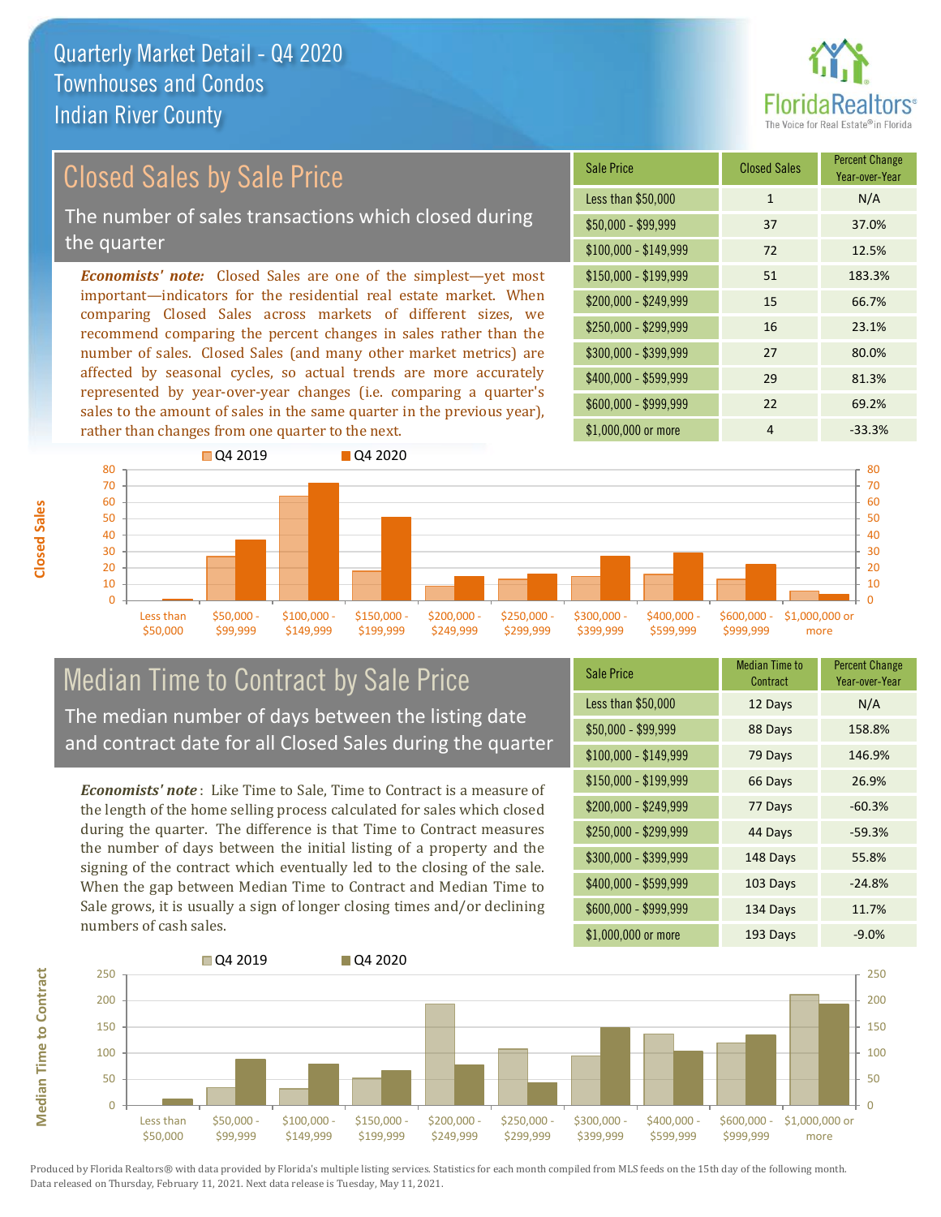# Quarterly Market Detail - Q4 2020
## Townhouses and Condos
## Indian River County

## Closed Sales by Sale Price

The number of sales transactions which closed during the quarter

*Economists' note:* Closed Sales are one of the simplest—yet most important—indicators for the residential real estate market. When comparing Closed Sales across markets of different sizes, we recommend comparing the percent changes in sales rather than the number of sales. Closed Sales (and many other market metrics) are affected by seasonal cycles, so actual trends are more accurately represented by year-over-year changes (i.e. comparing a quarter's sales to the amount of sales in the same quarter in the previous year), rather than changes from one quarter to the next.

| Sale Price | Closed Sales | Percent Change Year-over-Year |
|---|---|---|
| Less than $50,000 | 1 | N/A |
| $50,000 - $99,999 | 37 | 37.0% |
| $100,000 - $149,999 | 72 | 12.5% |
| $150,000 - $199,999 | 51 | 183.3% |
| $200,000 - $249,999 | 15 | 66.7% |
| $250,000 - $299,999 | 16 | 23.1% |
| $300,000 - $399,999 | 27 | 80.0% |
| $400,000 - $599,999 | 29 | 81.3% |
| $600,000 - $999,999 | 22 | 69.2% |
| $1,000,000 or more | 4 | -33.3% |

## Median Time to Contract by Sale Price

The median number of days between the listing date and contract date for all Closed Sales during the quarter

*Economists' note*: Like Time to Sale, Time to Contract is a measure of the length of the home selling process calculated for sales which closed during the quarter. The difference is that Time to Contract measures the number of days between the initial listing of a property and the signing of the contract which eventually led to the closing of the sale. When the gap between Median Time to Contract and Median Time to Sale grows, it is usually a sign of longer closing times and/or declining numbers of cash sales.

| Sale Price | Median Time to Contract | Percent Change Year-over-Year |
|---|---|---|
| Less than $50,000 | 12 Days | N/A |
| $50,000 - $99,999 | 88 Days | 158.8% |
| $100,000 - $149,999 | 79 Days | 146.9% |
| $150,000 - $199,999 | 66 Days | 26.9% |
| $200,000 - $249,999 | 77 Days | -60.3% |
| $250,000 - $299,999 | 44 Days | -59.3% |
| $300,000 - $399,999 | 148 Days | 55.8% |
| $400,000 - $599,999 | 103 Days | -24.8% |
| $600,000 - $999,999 | 134 Days | 11.7% |
| $1,000,000 or more | 193 Days | -9.0% |

Produced by Florida Realtors® with data provided by Florida's multiple listing services. Statistics for each month compiled from MLS feeds on the 15th day of the following month. Data released on Thursday, February 11, 2021. Next data release is Tuesday, May 11, 2021.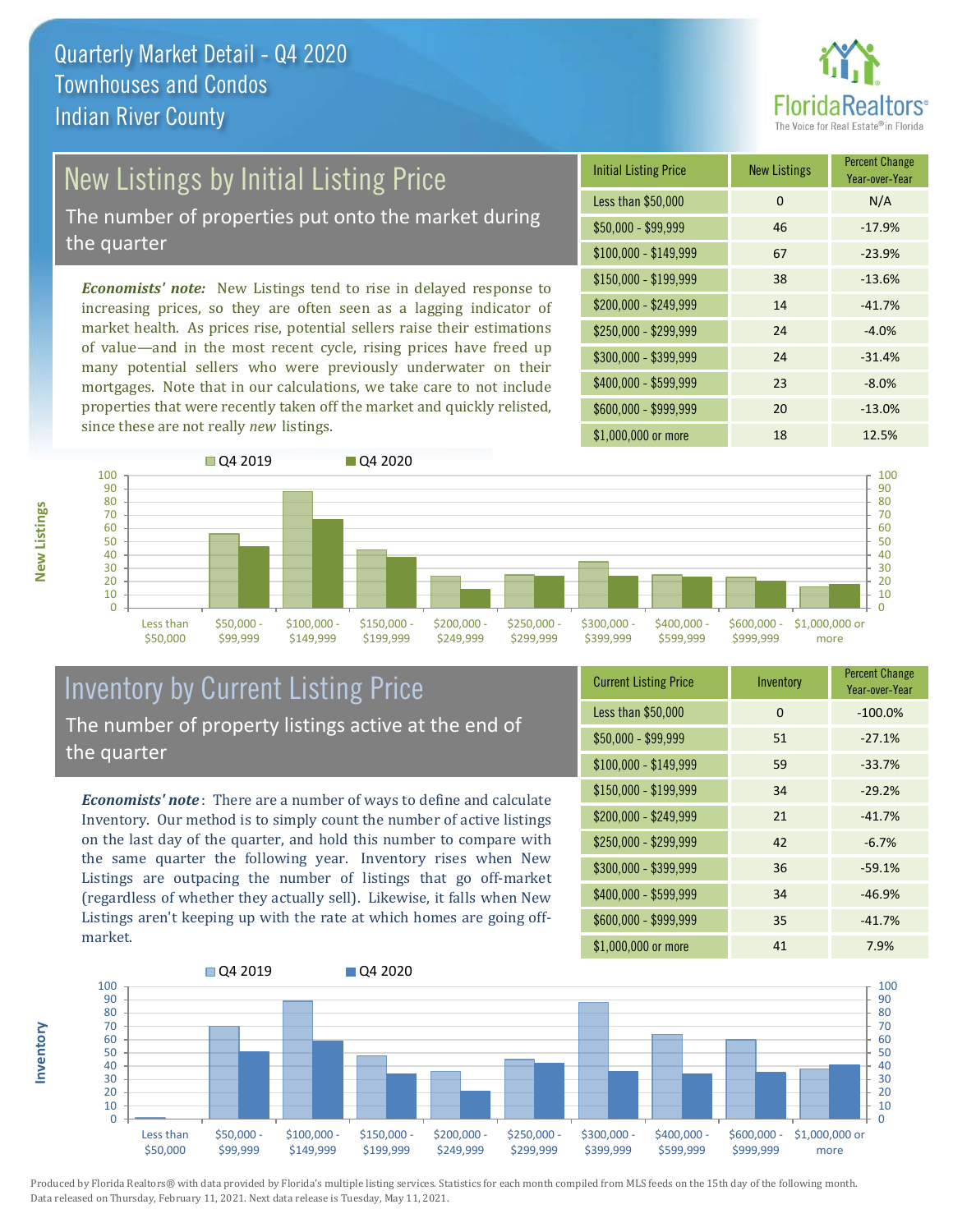# Quarterly Market Detail - Q4 2020
## Townhouses and Condos
## Indian River County

## New Listings by Initial Listing Price

The number of properties put onto the market during the quarter

*Economists' note:* New Listings tend to rise in delayed response to increasing prices, so they are often seen as a lagging indicator of market health. As prices rise, potential sellers raise their estimations of value—and in the most recent cycle, rising prices have freed up many potential sellers who were previously underwater on their mortgages. Note that in our calculations, we take care to not include properties that were recently taken off the market and quickly relisted, since these are not really *new* listings.

| Initial Listing Price | New Listings | Percent Change Year-over-Year |
|---|---|---|
| Less than $50,000 | 0 | N/A |
| $50,000 - $99,999 | 46 | -17.9% |
| $100,000 - $149,999 | 67 | -23.9% |
| $150,000 - $199,999 | 38 | -13.6% |
| $200,000 - $249,999 | 14 | -41.7% |
| $250,000 - $299,999 | 24 | -4.0% |
| $300,000 - $399,999 | 24 | -31.4% |
| $400,000 - $599,999 | 23 | -8.0% |
| $600,000 - $999,999 | 20 | -13.0% |
| $1,000,000 or more | 18 | 12.5% |

## Inventory by Current Listing Price

The number of property listings active at the end of the quarter

*Economists' note*: There are a number of ways to define and calculate Inventory. Our method is to simply count the number of active listings on the last day of the quarter, and hold this number to compare with the same quarter the following year. Inventory rises when New Listings are outpacing the number of listings that go off-market (regardless of whether they actually sell). Likewise, it falls when New Listings aren't keeping up with the rate at which homes are going off-market.

| Current Listing Price | Inventory | Percent Change Year-over-Year |
|---|---|---|
| Less than $50,000 | 0 | -100.0% |
| $50,000 - $99,999 | 51 | -27.1% |
| $100,000 - $149,999 | 59 | -33.7% |
| $150,000 - $199,999 | 34 | -29.2% |
| $200,000 - $249,999 | 21 | -41.7% |
| $250,000 - $299,999 | 42 | -6.7% |
| $300,000 - $399,999 | 36 | -59.1% |
| $400,000 - $599,999 | 34 | -46.9% |
| $600,000 - $999,999 | 35 | -41.7% |
| $1,000,000 or more | 41 | 7.9% |

Produced by Florida Realtors® with data provided by Florida's multiple listing services. Statistics for each month compiled from MLS feeds on the 15th day of the following month. Data released on Thursday, February 11, 2021. Next data release is Tuesday, May 11, 2021.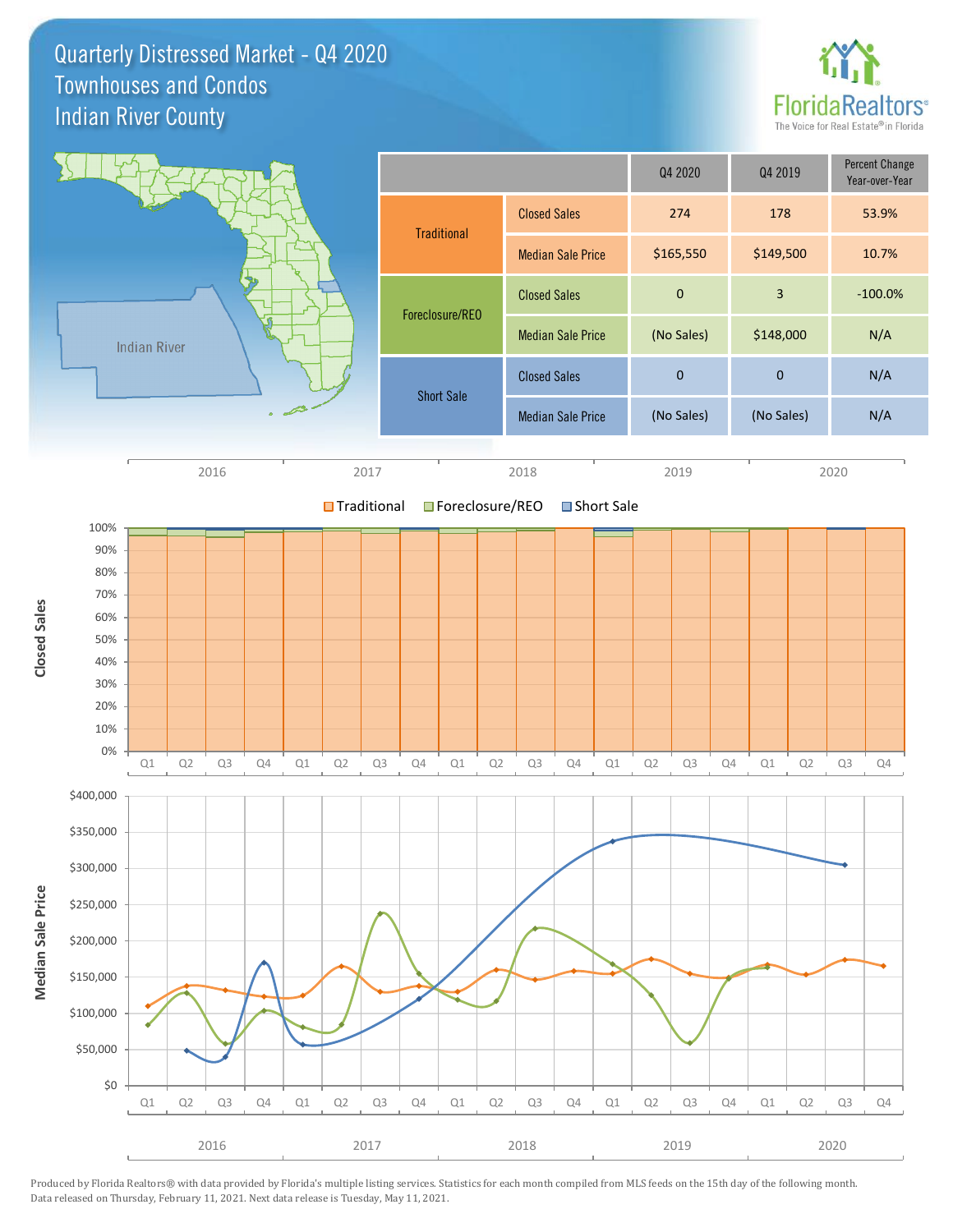# Quarterly Distressed Market - Q4 2020
## Townhouses and Condos
## Indian River County

FloridaRealtors®
The Voice for Real Estate® in Florida

Indian River

| | | Q4 2020 | Q4 2019 | Percent Change Year-over-Year |
|---|---|---|---|---|
| Traditional | Closed Sales | 274 | 178 | 53.9% |
| | Median Sale Price | $165,550 | $149,500 | 10.7% |
| Foreclosure/REO | Closed Sales | 0 | 3 | -100.0% |
| | Median Sale Price | (No Sales) | $148,000 | N/A |
| Short Sale | Closed Sales | 0 | 0 | N/A |
| | Median Sale Price | (No Sales) | (No Sales) | N/A |

2016 2017 2018 2019 2020

Traditional Foreclosure/REO Short Sale

Closed Sales

100% 90% 80% 70% 60% 50% 40% 30% 20% 10% 0%

Q1 Q2 Q3 Q4 Q1 Q2 Q3 Q4 Q1 Q2 Q3 Q4 Q1 Q2 Q3 Q4 Q1 Q2 Q3 Q4

Median Sale Price

$400,000 $350,000 $300,000 $250,000 $200,000 $150,000 $100,000 $50,000 $0

Q1 Q2 Q3 Q4 Q1 Q2 Q3 Q4 Q1 Q2 Q3 Q4 Q1 Q2 Q3 Q4 Q1 Q2 Q3 Q4

2016 2017 2018 2019 2020

Produced by Florida Realtors® with data provided by Florida's multiple listing services. Statistics for each month compiled from MLS feeds on the 15th day of the following month. Data released on Thursday, February 11, 2021. Next data release is Tuesday, May 11, 2021.